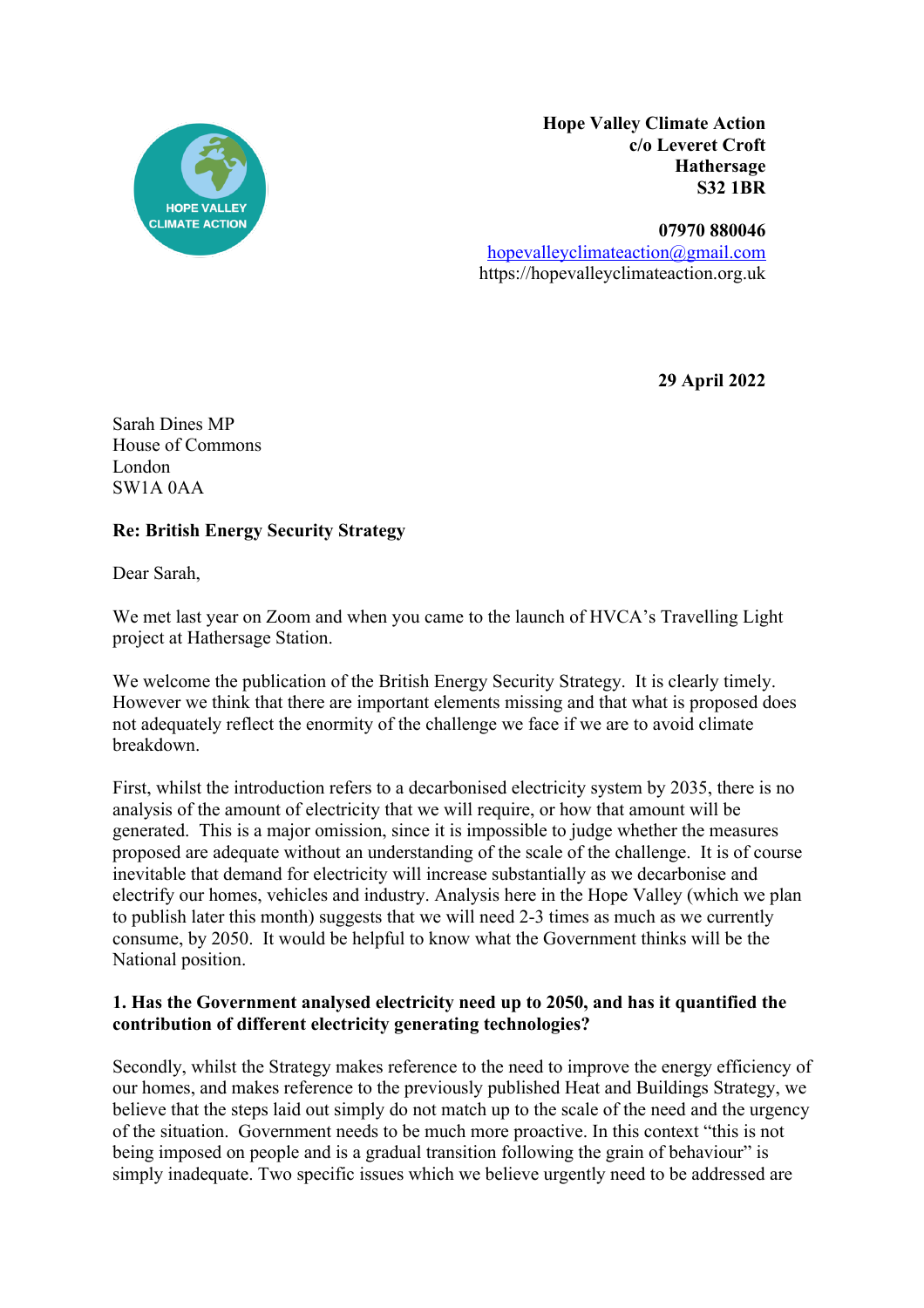**Hope Valley Climate Action**
**c/o Leveret Croft**
**Hathersage**
**S32 1BR**

**07970 880046**
hopevalleyclimateaction@gmail.com
https://hopevalleyclimateaction.org.uk

**29 April 2022**

Sarah Dines MP
House of Commons
London
SW1A 0AA

**Re: British Energy Security Strategy**

Dear Sarah,

We met last year on Zoom and when you came to the launch of HVCA's Travelling Light project at Hathersage Station.

We welcome the publication of the British Energy Security Strategy. It is clearly timely. However we think that there are important elements missing and that what is proposed does not adequately reflect the enormity of the challenge we face if we are to avoid climate breakdown.

First, whilst the introduction refers to a decarbonised electricity system by 2035, there is no analysis of the amount of electricity that we will require, or how that amount will be generated. This is a major omission, since it is impossible to judge whether the measures proposed are adequate without an understanding of the scale of the challenge. It is of course inevitable that demand for electricity will increase substantially as we decarbonise and electrify our homes, vehicles and industry. Analysis here in the Hope Valley (which we plan to publish later this month) suggests that we will need 2-3 times as much as we currently consume, by 2050. It would be helpful to know what the Government thinks will be the National position.

**1. Has the Government analysed electricity need up to 2050, and has it quantified the contribution of different electricity generating technologies?**

Secondly, whilst the Strategy makes reference to the need to improve the energy efficiency of our homes, and makes reference to the previously published Heat and Buildings Strategy, we believe that the steps laid out simply do not match up to the scale of the need and the urgency of the situation. Government needs to be much more proactive. In this context "this is not being imposed on people and is a gradual transition following the grain of behaviour" is simply inadequate. Two specific issues which we believe urgently need to be addressed are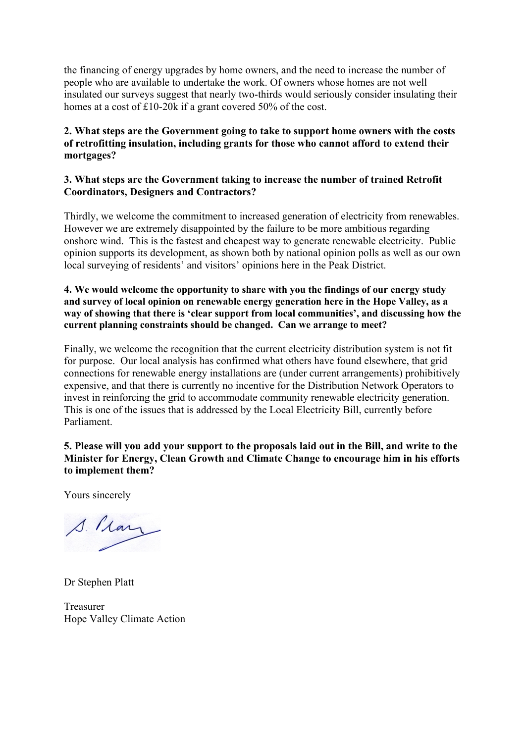the financing of energy upgrades by home owners, and the need to increase the number of people who are available to undertake the work. Of owners whose homes are not well insulated our surveys suggest that nearly two-thirds would seriously consider insulating their homes at a cost of £10-20k if a grant covered 50% of the cost.

**2. What steps are the Government going to take to support home owners with the costs of retrofitting insulation, including grants for those who cannot afford to extend their mortgages?**

**3. What steps are the Government taking to increase the number of trained Retrofit Coordinators, Designers and Contractors?**

Thirdly, we welcome the commitment to increased generation of electricity from renewables. However we are extremely disappointed by the failure to be more ambitious regarding onshore wind. This is the fastest and cheapest way to generate renewable electricity. Public opinion supports its development, as shown both by national opinion polls as well as our own local surveying of residents' and visitors' opinions here in the Peak District.

**4. We would welcome the opportunity to share with you the findings of our energy study and survey of local opinion on renewable energy generation here in the Hope Valley, as a way of showing that there is 'clear support from local communities', and discussing how the current planning constraints should be changed. Can we arrange to meet?**

Finally, we welcome the recognition that the current electricity distribution system is not fit for purpose. Our local analysis has confirmed what others have found elsewhere, that grid connections for renewable energy installations are (under current arrangements) prohibitively expensive, and that there is currently no incentive for the Distribution Network Operators to invest in reinforcing the grid to accommodate community renewable electricity generation. This is one of the issues that is addressed by the Local Electricity Bill, currently before Parliament.

**5. Please will you add your support to the proposals laid out in the Bill, and write to the Minister for Energy, Clean Growth and Climate Change to encourage him in his efforts to implement them?**

Yours sincerely

S. Platt

Dr Stephen Platt

Treasurer
Hope Valley Climate Action